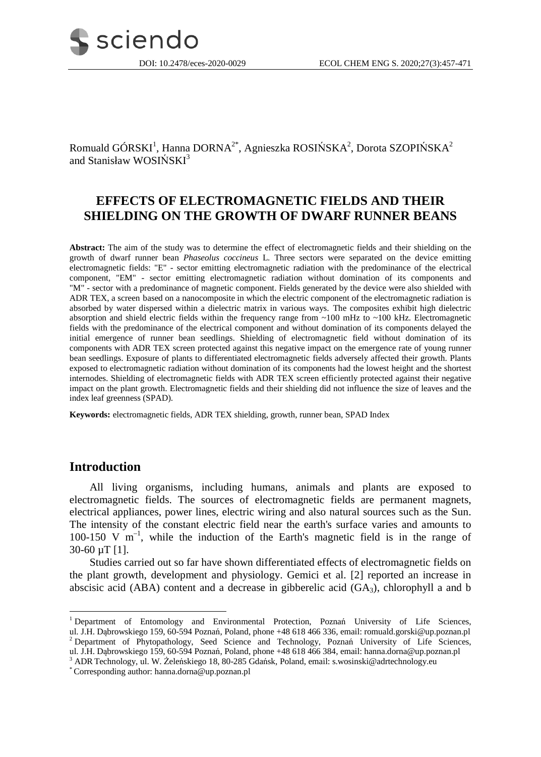Romuald GÓRSKI[1], Hanna DORNA[2*], Agnieszka ROSIŃSKA[2], Dorota SZOPIŃSKA[2] and Stanisław WOSIŃSKI[3]

# EFFECTS OF ELECTROMAGNETIC FIELDS AND THEIR SHIELDING ON THE GROWTH OF DWARF RUNNER BEANS

**Abstract:** The aim of the study was to determine the effect of electromagnetic fields and their shielding on the growth of dwarf runner bean *Phaseolus coccineus* L. Three sectors were separated on the device emitting electromagnetic fields: "E" - sector emitting electromagnetic radiation with the predominance of the electrical component, "EM" - sector emitting electromagnetic radiation without domination of its components and "M" - sector with a predominance of magnetic component. Fields generated by the device were also shielded with ADR TEX, a screen based on a nanocomposite in which the electric component of the electromagnetic radiation is absorbed by water dispersed within a dielectric matrix in various ways. The composites exhibit high dielectric absorption and shield electric fields within the frequency range from ~100 mHz to ~100 kHz. Electromagnetic fields with the predominance of the electrical component and without domination of its components delayed the initial emergence of runner bean seedlings. Shielding of electromagnetic field without domination of its components with ADR TEX screen protected against this negative impact on the emergence rate of young runner bean seedlings. Exposure of plants to differentiated electromagnetic fields adversely affected their growth. Plants exposed to electromagnetic radiation without domination of its components had the lowest height and the shortest internodes. Shielding of electromagnetic fields with ADR TEX screen efficiently protected against their negative impact on the plant growth. Electromagnetic fields and their shielding did not influence the size of leaves and the index leaf greenness (SPAD).

**Keywords:** electromagnetic fields, ADR TEX shielding, growth, runner bean, SPAD Index

## Introduction

All living organisms, including humans, animals and plants are exposed to electromagnetic fields. The sources of electromagnetic fields are permanent magnets, electrical appliances, power lines, electric wiring and also natural sources such as the Sun. The intensity of the constant electric field near the earth's surface varies and amounts to 100-150 V $m^{-1}$, while the induction of the Earth's magnetic field is in the range of 30-60 μT [1].

Studies carried out so far have shown differentiated effects of electromagnetic fields on the plant growth, development and physiology. Gemici et al. [2] reported an increase in abscisic acid (ABA) content and a decrease in gibberelic acid ($GA_3$), chlorophyll a and b

---

[1] Department of Entomology and Environmental Protection, Poznań University of Life Sciences, ul. J.H. Dąbrowskiego 159, 60-594 Poznań, Poland, phone +48 618 466 336, email: romuald.gorski@up.poznan.pl

[2] Department of Phytopathology, Seed Science and Technology, Poznań University of Life Sciences, ul. J.H. Dąbrowskiego 159, 60-594 Poznań, Poland, phone +48 618 466 384, email: hanna.dorna@up.poznan.pl

[3] ADR Technology, ul. W. Żeleńskiego 18, 80-285 Gdańsk, Poland, email: s.wosinski@adrtechnology.eu

[*] Corresponding author: hanna.dorna@up.poznan.pl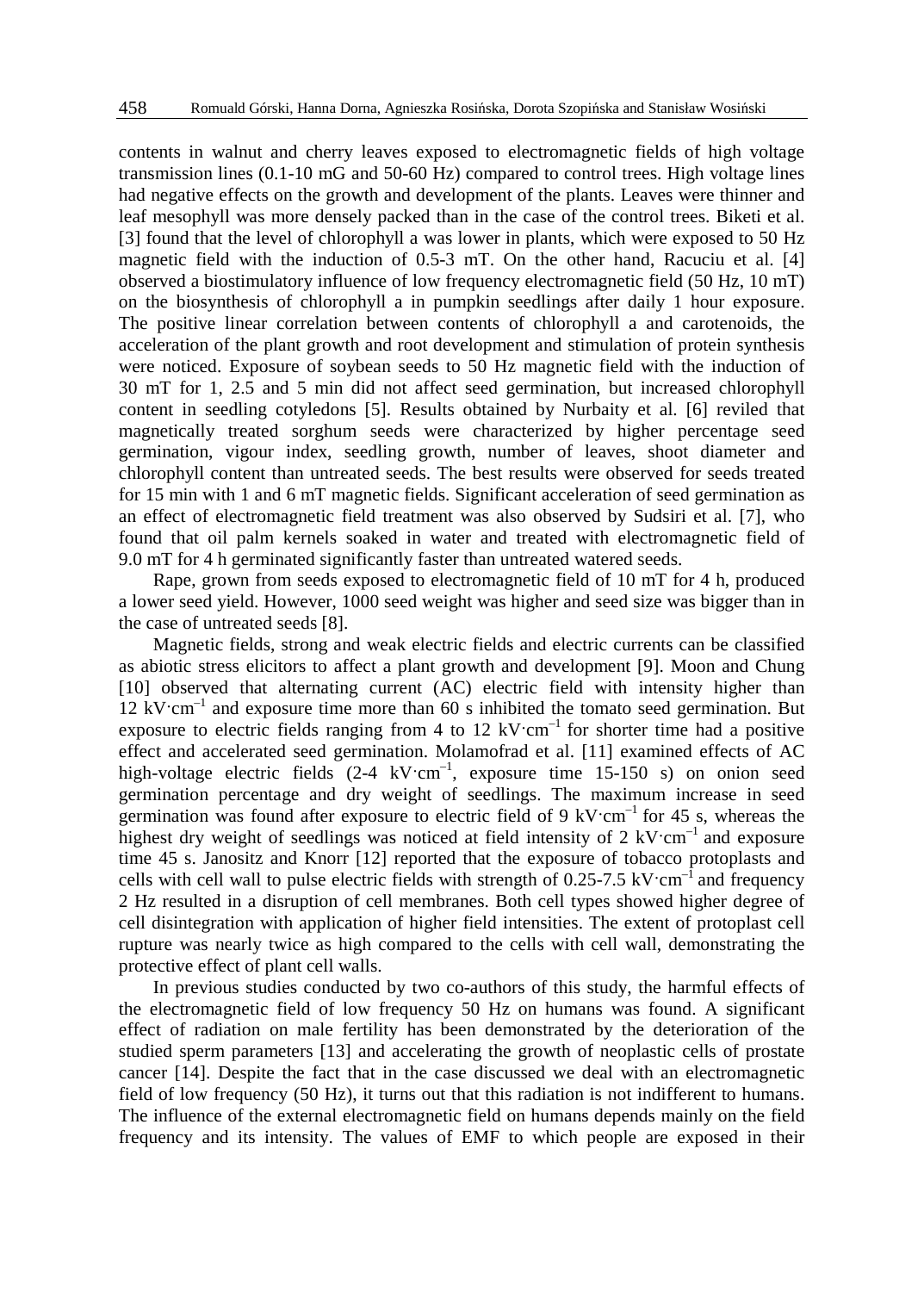contents in walnut and cherry leaves exposed to electromagnetic fields of high voltage transmission lines (0.1-10 mG and 50-60 Hz) compared to control trees. High voltage lines had negative effects on the growth and development of the plants. Leaves were thinner and leaf mesophyll was more densely packed than in the case of the control trees. Biketi et al. [3] found that the level of chlorophyll a was lower in plants, which were exposed to 50 Hz magnetic field with the induction of 0.5-3 mT. On the other hand, Racuciu et al. [4] observed a biostimulatory influence of low frequency electromagnetic field (50 Hz, 10 mT) on the biosynthesis of chlorophyll a in pumpkin seedlings after daily 1 hour exposure. The positive linear correlation between contents of chlorophyll a and carotenoids, the acceleration of the plant growth and root development and stimulation of protein synthesis were noticed. Exposure of soybean seeds to 50 Hz magnetic field with the induction of 30 mT for 1, 2.5 and 5 min did not affect seed germination, but increased chlorophyll content in seedling cotyledons [5]. Results obtained by Nurbaity et al. [6] reviled that magnetically treated sorghum seeds were characterized by higher percentage seed germination, vigour index, seedling growth, number of leaves, shoot diameter and chlorophyll content than untreated seeds. The best results were observed for seeds treated for 15 min with 1 and 6 mT magnetic fields. Significant acceleration of seed germination as an effect of electromagnetic field treatment was also observed by Sudsiri et al. [7], who found that oil palm kernels soaked in water and treated with electromagnetic field of 9.0 mT for 4 h germinated significantly faster than untreated watered seeds.

Rape, grown from seeds exposed to electromagnetic field of 10 mT for 4 h, produced a lower seed yield. However, 1000 seed weight was higher and seed size was bigger than in the case of untreated seeds [8].

Magnetic fields, strong and weak electric fields and electric currents can be classified as abiotic stress elicitors to affect a plant growth and development [9]. Moon and Chung [10] observed that alternating current (AC) electric field with intensity higher than 12 $kV \cdot cm^{-1}$ and exposure time more than 60 s inhibited the tomato seed germination. But exposure to electric fields ranging from 4 to 12 $kV \cdot cm^{-1}$ for shorter time had a positive effect and accelerated seed germination. Molamofrad et al. [11] examined effects of AC high-voltage electric fields (2-4 $kV \cdot cm^{-1}$, exposure time 15-150 s) on onion seed germination percentage and dry weight of seedlings. The maximum increase in seed germination was found after exposure to electric field of 9 $kV \cdot cm^{-1}$ for 45 s, whereas the highest dry weight of seedlings was noticed at field intensity of 2 $kV \cdot cm^{-1}$ and exposure time 45 s. Janositz and Knorr [12] reported that the exposure of tobacco protoplasts and cells with cell wall to pulse electric fields with strength of 0.25-7.5 $kV \cdot cm^{-1}$ and frequency 2 Hz resulted in a disruption of cell membranes. Both cell types showed higher degree of cell disintegration with application of higher field intensities. The extent of protoplast cell rupture was nearly twice as high compared to the cells with cell wall, demonstrating the protective effect of plant cell walls.

In previous studies conducted by two co-authors of this study, the harmful effects of the electromagnetic field of low frequency 50 Hz on humans was found. A significant effect of radiation on male fertility has been demonstrated by the deterioration of the studied sperm parameters [13] and accelerating the growth of neoplastic cells of prostate cancer [14]. Despite the fact that in the case discussed we deal with an electromagnetic field of low frequency (50 Hz), it turns out that this radiation is not indifferent to humans. The influence of the external electromagnetic field on humans depends mainly on the field frequency and its intensity. The values of EMF to which people are exposed in their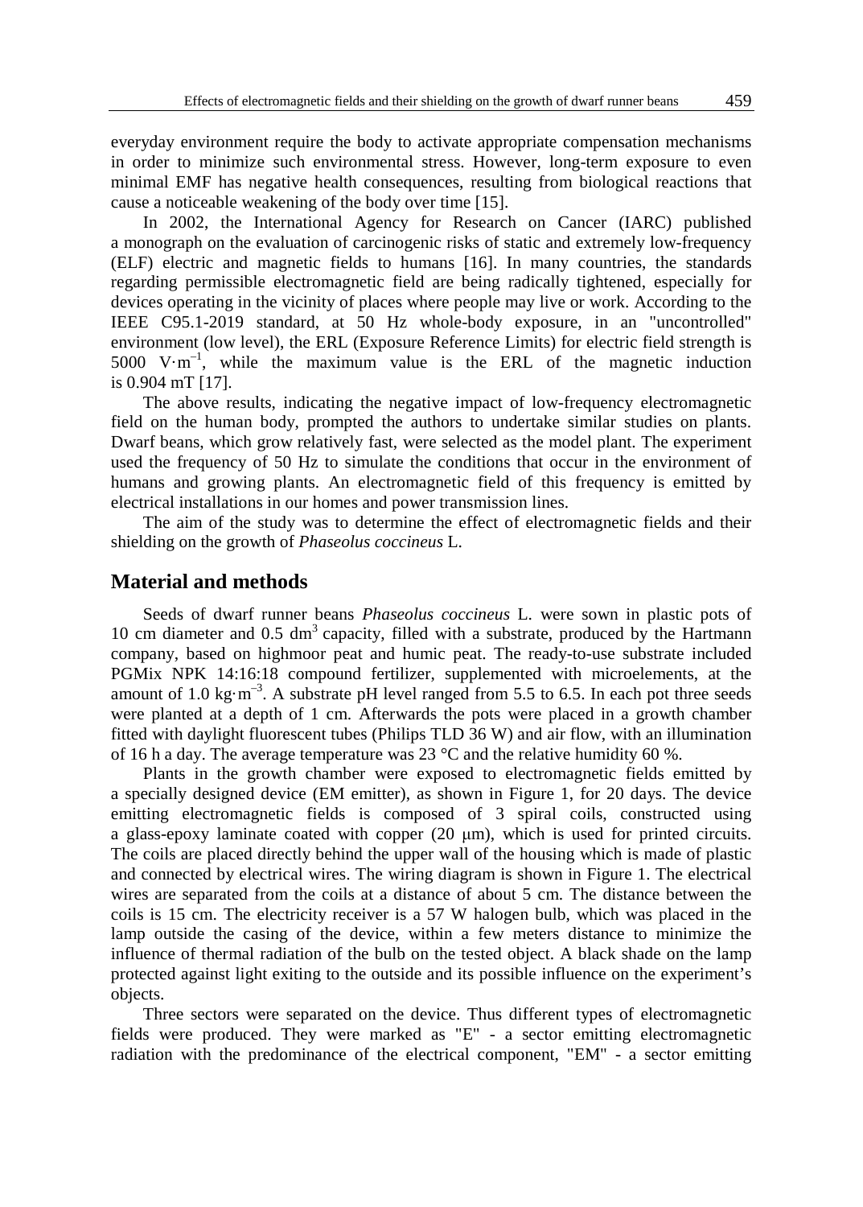everyday environment require the body to activate appropriate compensation mechanisms in order to minimize such environmental stress. However, long-term exposure to even minimal EMF has negative health consequences, resulting from biological reactions that cause a noticeable weakening of the body over time [15].

In 2002, the International Agency for Research on Cancer (IARC) published a monograph on the evaluation of carcinogenic risks of static and extremely low-frequency (ELF) electric and magnetic fields to humans [16]. In many countries, the standards regarding permissible electromagnetic field are being radically tightened, especially for devices operating in the vicinity of places where people may live or work. According to the IEEE C95.1-2019 standard, at 50 Hz whole-body exposure, in an "uncontrolled" environment (low level), the ERL (Exposure Reference Limits) for electric field strength is 5000 $V \cdot m^{-1}$, while the maximum value is the ERL of the magnetic induction is 0.904 mT [17].

The above results, indicating the negative impact of low-frequency electromagnetic field on the human body, prompted the authors to undertake similar studies on plants. Dwarf beans, which grow relatively fast, were selected as the model plant. The experiment used the frequency of 50 Hz to simulate the conditions that occur in the environment of humans and growing plants. An electromagnetic field of this frequency is emitted by electrical installations in our homes and power transmission lines.

The aim of the study was to determine the effect of electromagnetic fields and their shielding on the growth of *Phaseolus coccineus* L.

## Material and methods

Seeds of dwarf runner beans *Phaseolus coccineus* L. were sown in plastic pots of 10 cm diameter and 0.5 $dm^3$ capacity, filled with a substrate, produced by the Hartmann company, based on highmoor peat and humic peat. The ready-to-use substrate included PGMix NPK 14:16:18 compound fertilizer, supplemented with microelements, at the amount of 1.0 $kg \cdot m^{-3}$. A substrate pH level ranged from 5.5 to 6.5. In each pot three seeds were planted at a depth of 1 cm. Afterwards the pots were placed in a growth chamber fitted with daylight fluorescent tubes (Philips TLD 36 W) and air flow, with an illumination of 16 h a day. The average temperature was 23 °C and the relative humidity 60 %.

Plants in the growth chamber were exposed to electromagnetic fields emitted by a specially designed device (EM emitter), as shown in Figure 1, for 20 days. The device emitting electromagnetic fields is composed of 3 spiral coils, constructed using a glass-epoxy laminate coated with copper (20 μm), which is used for printed circuits. The coils are placed directly behind the upper wall of the housing which is made of plastic and connected by electrical wires. The wiring diagram is shown in Figure 1. The electrical wires are separated from the coils at a distance of about 5 cm. The distance between the coils is 15 cm. The electricity receiver is a 57 W halogen bulb, which was placed in the lamp outside the casing of the device, within a few meters distance to minimize the influence of thermal radiation of the bulb on the tested object. A black shade on the lamp protected against light exiting to the outside and its possible influence on the experiment's objects.

Three sectors were separated on the device. Thus different types of electromagnetic fields were produced. They were marked as "E" - a sector emitting electromagnetic radiation with the predominance of the electrical component, "EM" - a sector emitting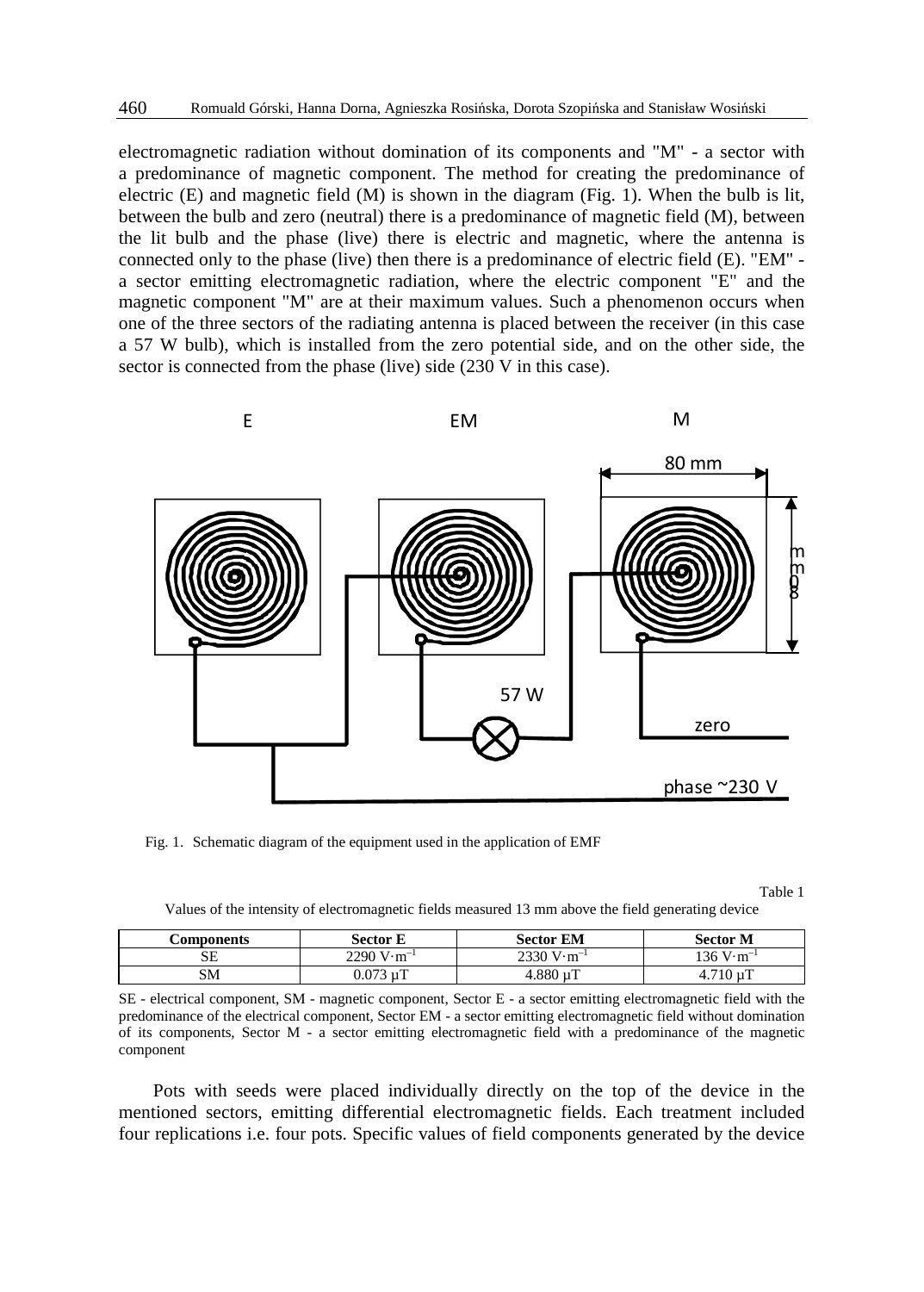electromagnetic radiation without domination of its components and "M" - a sector with a predominance of magnetic component. The method for creating the predominance of electric (E) and magnetic field (M) is shown in the diagram (Fig. 1). When the bulb is lit, between the bulb and zero (neutral) there is a predominance of magnetic field (M), between the lit bulb and the phase (live) there is electric and magnetic, where the antenna is connected only to the phase (live) then there is a predominance of electric field (E). "EM" - a sector emitting electromagnetic radiation, where the electric component "E" and the magnetic component "M" are at their maximum values. Such a phenomenon occurs when one of the three sectors of the radiating antenna is placed between the receiver (in this case a 57 W bulb), which is installed from the zero potential side, and on the other side, the sector is connected from the phase (live) side (230 V in this case).

Fig. 1. Schematic diagram of the equipment used in the application of EMF

Table 1

Values of the intensity of electromagnetic fields measured 13 mm above the field generating device

| Components | Sector E | Sector EM | Sector M |
| --- | --- | --- | --- |
| SE | 2290 $V \cdot m^{-1}$ | 2330 $V \cdot m^{-1}$ | 136 $V \cdot m^{-1}$ |
| SM | 0.073 μT | 4.880 μT | 4.710 μT |

SE - electrical component, SM - magnetic component, Sector E - a sector emitting electromagnetic field with the predominance of the electrical component, Sector EM - a sector emitting electromagnetic field without domination of its components, Sector M - a sector emitting electromagnetic field with a predominance of the magnetic component

Pots with seeds were placed individually directly on the top of the device in the mentioned sectors, emitting differential electromagnetic fields. Each treatment included four replications i.e. four pots. Specific values of field components generated by the device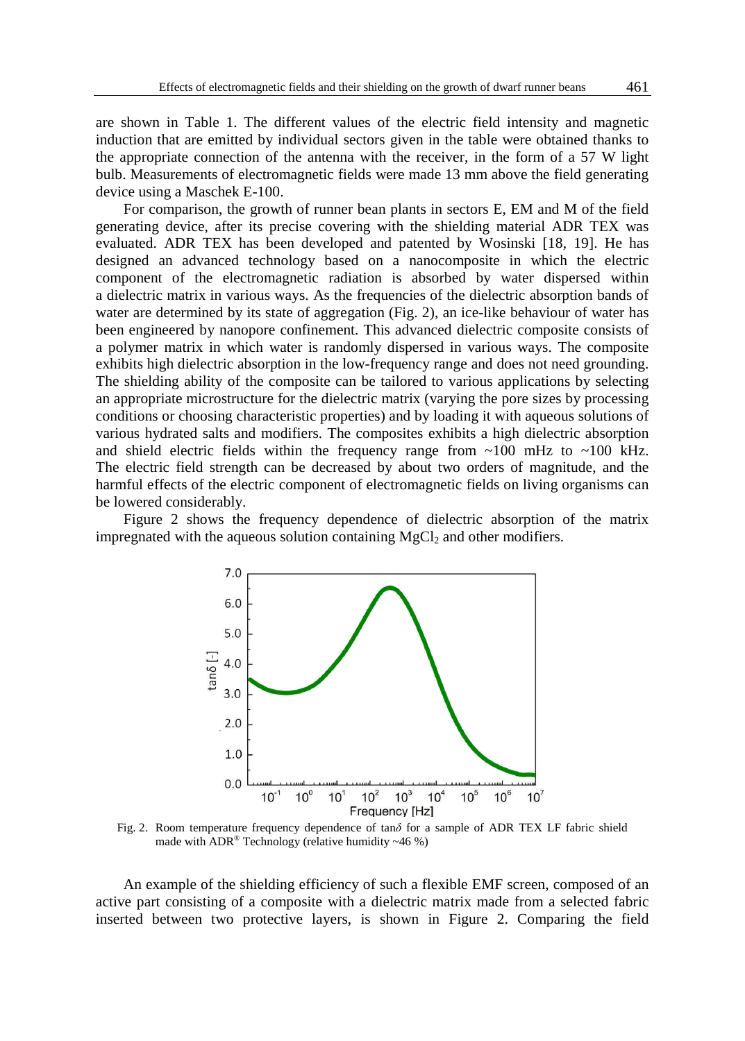are shown in Table 1. The different values of the electric field intensity and magnetic induction that are emitted by individual sectors given in the table were obtained thanks to the appropriate connection of the antenna with the receiver, in the form of a 57 W light bulb. Measurements of electromagnetic fields were made 13 mm above the field generating device using a Maschek E-100.

For comparison, the growth of runner bean plants in sectors E, EM and M of the field generating device, after its precise covering with the shielding material ADR TEX was evaluated. ADR TEX has been developed and patented by Wosinski [18, 19]. He has designed an advanced technology based on a nanocomposite in which the electric component of the electromagnetic radiation is absorbed by water dispersed within a dielectric matrix in various ways. As the frequencies of the dielectric absorption bands of water are determined by its state of aggregation (Fig. 2), an ice-like behaviour of water has been engineered by nanopore confinement. This advanced dielectric composite consists of a polymer matrix in which water is randomly dispersed in various ways. The composite exhibits high dielectric absorption in the low-frequency range and does not need grounding. The shielding ability of the composite can be tailored to various applications by selecting an appropriate microstructure for the dielectric matrix (varying the pore sizes by processing conditions or choosing characteristic properties) and by loading it with aqueous solutions of various hydrated salts and modifiers. The composites exhibits a high dielectric absorption and shield electric fields within the frequency range from ~100 mHz to ~100 kHz. The electric field strength can be decreased by about two orders of magnitude, and the harmful effects of the electric component of electromagnetic fields on living organisms can be lowered considerably.

Figure 2 shows the frequency dependence of dielectric absorption of the matrix impregnated with the aqueous solution containing $MgCl_2$ and other modifiers.

Fig. 2. Room temperature frequency dependence of tan$\delta$ for a sample of ADR TEX LF fabric shield made with ADR® Technology (relative humidity ~46 %)

An example of the shielding efficiency of such a flexible EMF screen, composed of an active part consisting of a composite with a dielectric matrix made from a selected fabric inserted between two protective layers, is shown in Figure 2. Comparing the field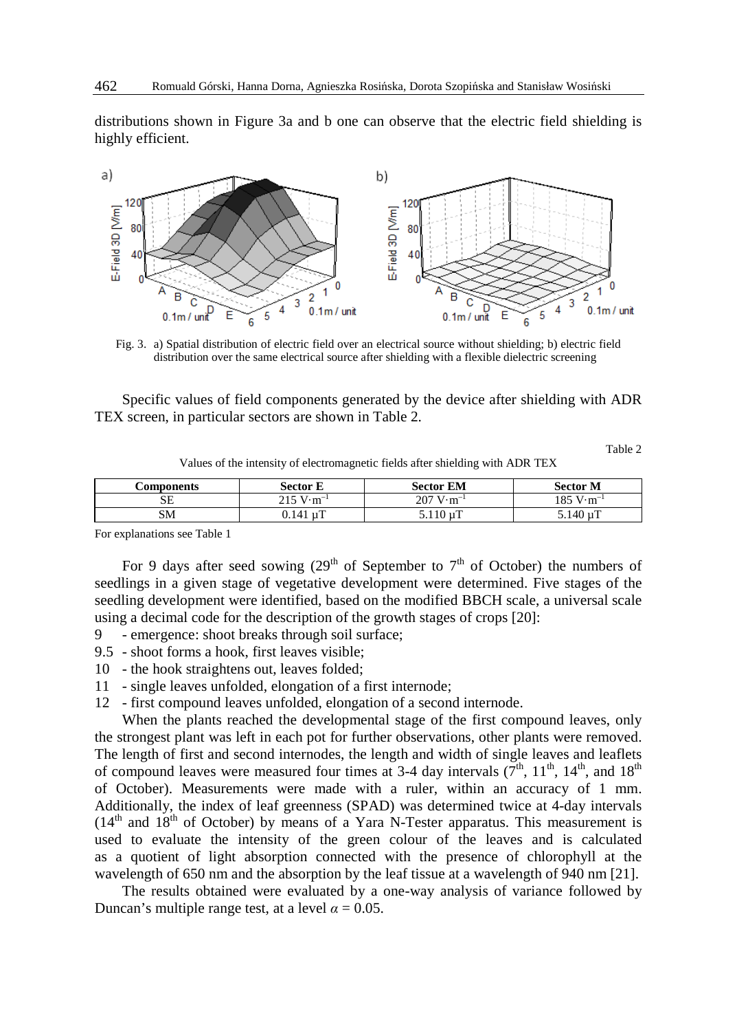distributions shown in Figure 3a and b one can observe that the electric field shielding is highly efficient.

Fig. 3. a) Spatial distribution of electric field over an electrical source without shielding; b) electric field distribution over the same electrical source after shielding with a flexible dielectric screening

Specific values of field components generated by the device after shielding with ADR TEX screen, in particular sectors are shown in Table 2.

Table 2

Values of the intensity of electromagnetic fields after shielding with ADR TEX

| Components | Sector E | Sector EM | Sector M |
|---|---|---|---|
| SE | 215 $V \cdot m^{-1}$ | 207 $V \cdot m^{-1}$ | 185 $V \cdot m^{-1}$ |
| SM | 0.141 μT | 5.110 μT | 5.140 μT |

For explanations see Table 1

For 9 days after seed sowing (29th of September to 7th of October) the numbers of seedlings in a given stage of vegetative development were determined. Five stages of the seedling development were identified, based on the modified BBCH scale, a universal scale using a decimal code for the description of the growth stages of crops [20]:

9 - emergence: shoot breaks through soil surface;
9.5 - shoot forms a hook, first leaves visible;
10 - the hook straightens out, leaves folded;
11 - single leaves unfolded, elongation of a first internode;
12 - first compound leaves unfolded, elongation of a second internode.

When the plants reached the developmental stage of the first compound leaves, only the strongest plant was left in each pot for further observations, other plants were removed. The length of first and second internodes, the length and width of single leaves and leaflets of compound leaves were measured four times at 3-4 day intervals (7th, 11th, 14th, and 18th of October). Measurements were made with a ruler, within an accuracy of 1 mm. Additionally, the index of leaf greenness (SPAD) was determined twice at 4-day intervals (14th and 18th of October) by means of a Yara N-Tester apparatus. This measurement is used to evaluate the intensity of the green colour of the leaves and is calculated as a quotient of light absorption connected with the presence of chlorophyll at the wavelength of 650 nm and the absorption by the leaf tissue at a wavelength of 940 nm [21].

The results obtained were evaluated by a one-way analysis of variance followed by Duncan's multiple range test, at a level $\alpha = 0.05$.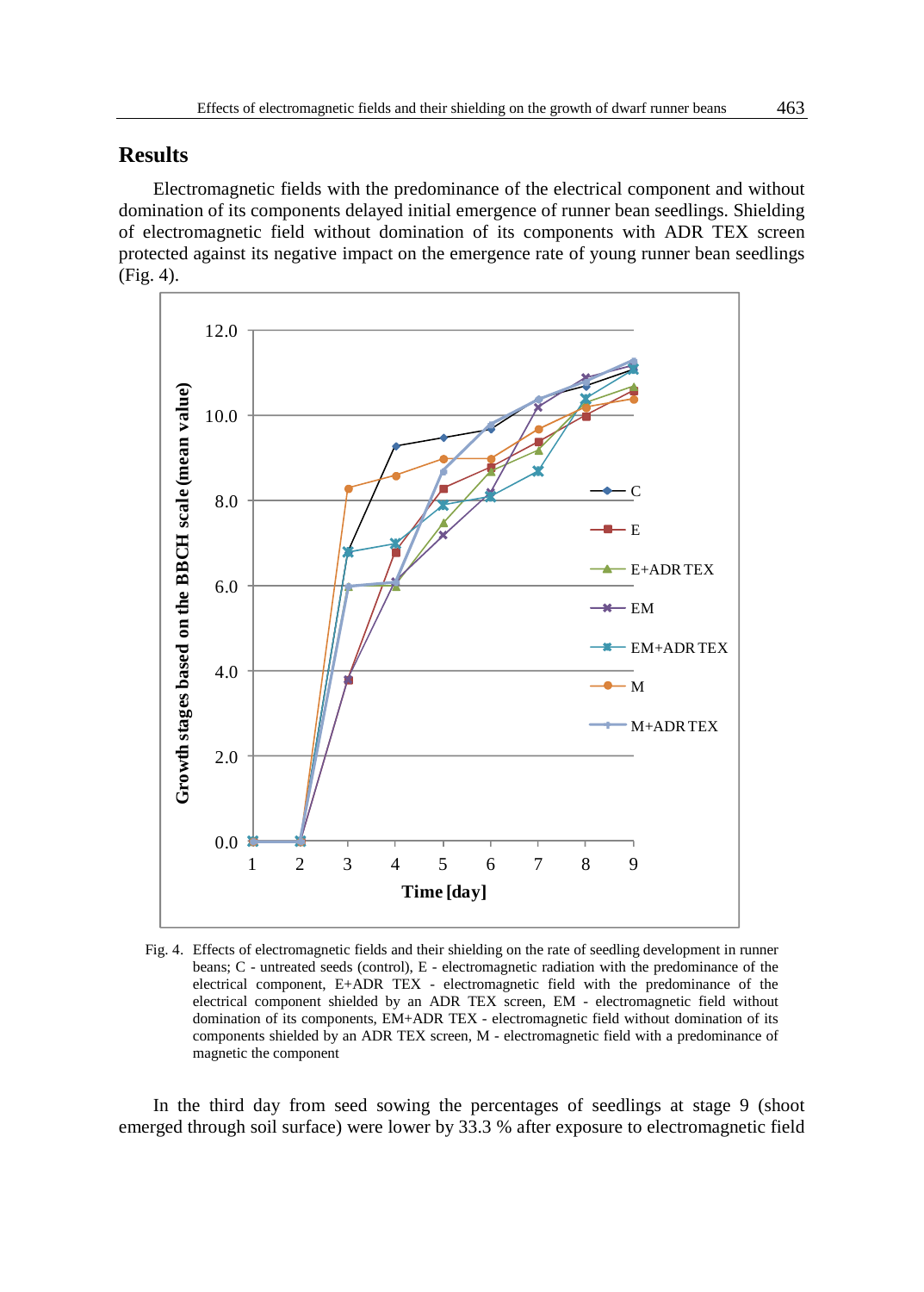## Results

Electromagnetic fields with the predominance of the electrical component and without domination of its components delayed initial emergence of runner bean seedlings. Shielding of electromagnetic field without domination of its components with ADR TEX screen protected against its negative impact on the emergence rate of young runner bean seedlings (Fig. 4).

Fig. 4. Effects of electromagnetic fields and their shielding on the rate of seedling development in runner beans; C - untreated seeds (control), E - electromagnetic radiation with the predominance of the electrical component, E+ADR TEX - electromagnetic field with the predominance of the electrical component shielded by an ADR TEX screen, EM - electromagnetic field without domination of its components, EM+ADR TEX - electromagnetic field without domination of its components shielded by an ADR TEX screen, M - electromagnetic field with a predominance of magnetic the component

In the third day from seed sowing the percentages of seedlings at stage 9 (shoot emerged through soil surface) were lower by 33.3 % after exposure to electromagnetic field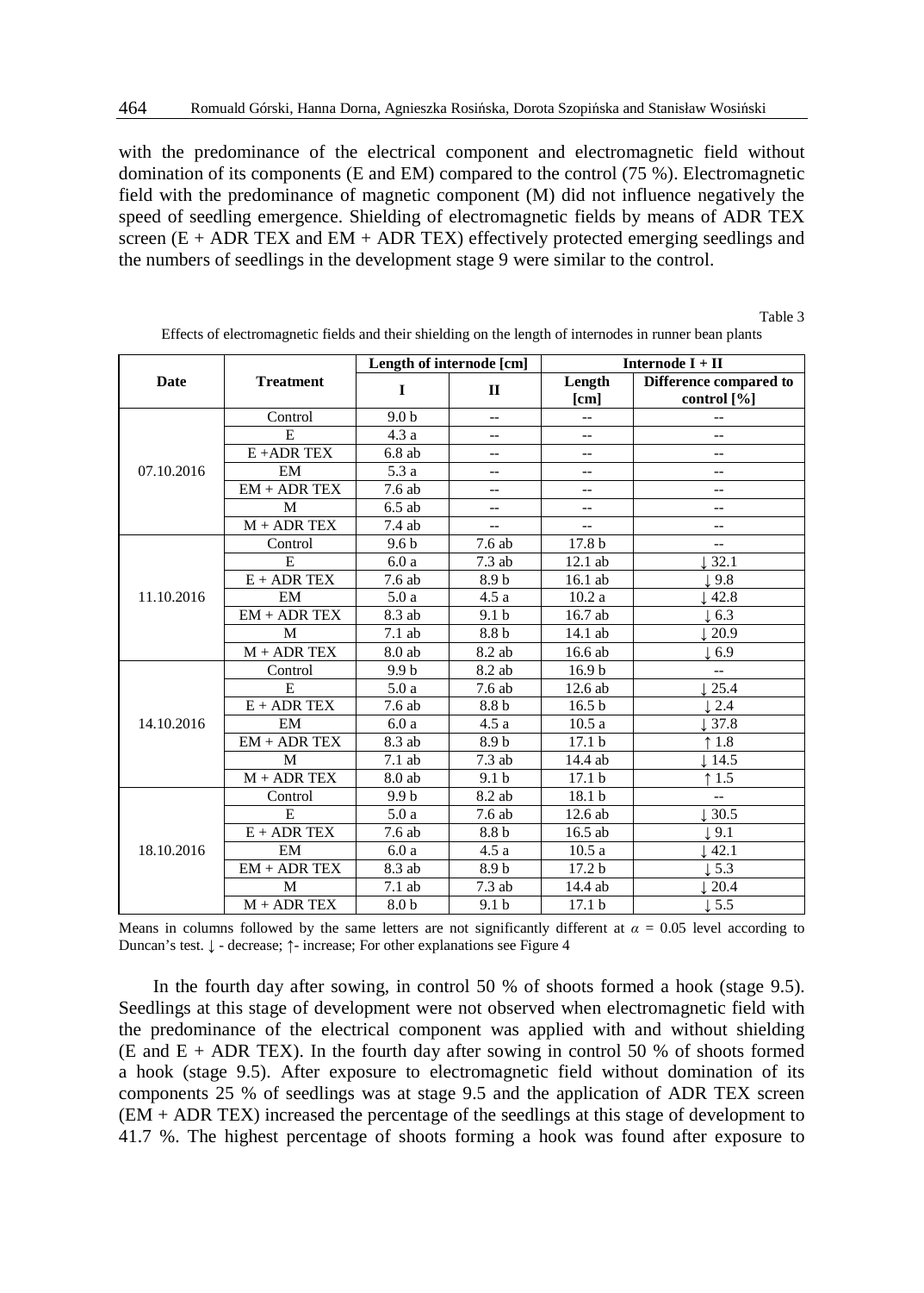with the predominance of the electrical component and electromagnetic field without domination of its components (E and EM) compared to the control (75 %). Electromagnetic field with the predominance of magnetic component (M) did not influence negatively the speed of seedling emergence. Shielding of electromagnetic fields by means of ADR TEX screen (E + ADR TEX and EM + ADR TEX) effectively protected emerging seedlings and the numbers of seedlings in the development stage 9 were similar to the control.

Table 3

Effects of electromagnetic fields and their shielding on the length of internodes in runner bean plants

| Date | Treatment | Length of internode [cm] | | Internode I + II | |
|---|---|---|---|---|---|
| | | I | II | Length [cm] | Difference compared to control [%] |
| 07.10.2016 | Control | 9.0 b | -- | -- | -- |
| | E | 4.3 a | -- | -- | -- |
| | E +ADR TEX | 6.8 ab | -- | -- | -- |
| | EM | 5.3 a | -- | -- | -- |
| | EM + ADR TEX | 7.6 ab | -- | -- | -- |
| | M | 6.5 ab | -- | -- | -- |
| | M + ADR TEX | 7.4 ab | -- | -- | -- |
| 11.10.2016 | Control | 9.6 b | 7.6 ab | 17.8 b | -- |
| | E | 6.0 a | 7.3 ab | 12.1 ab | ↓ 32.1 |
| | E + ADR TEX | 7.6 ab | 8.9 b | 16.1 ab | ↓ 9.8 |
| | EM | 5.0 a | 4.5 a | 10.2 a | ↓ 42.8 |
| | EM + ADR TEX | 8.3 ab | 9.1 b | 16.7 ab | ↓ 6.3 |
| | M | 7.1 ab | 8.8 b | 14.1 ab | ↓ 20.9 |
| | M + ADR TEX | 8.0 ab | 8.2 ab | 16.6 ab | ↓ 6.9 |
| 14.10.2016 | Control | 9.9 b | 8.2 ab | 16.9 b | -- |
| | E | 5.0 a | 7.6 ab | 12.6 ab | ↓ 25.4 |
| | E + ADR TEX | 7.6 ab | 8.8 b | 16.5 b | ↓ 2.4 |
| | EM | 6.0 a | 4.5 a | 10.5 a | ↓ 37.8 |
| | EM + ADR TEX | 8.3 ab | 8.9 b | 17.1 b | ↑ 1.8 |
| | M | 7.1 ab | 7.3 ab | 14.4 ab | ↓ 14.5 |
| | M + ADR TEX | 8.0 ab | 9.1 b | 17.1 b | ↑ 1.5 |
| 18.10.2016 | Control | 9.9 b | 8.2 ab | 18.1 b | -- |
| | E | 5.0 a | 7.6 ab | 12.6 ab | ↓ 30.5 |
| | E + ADR TEX | 7.6 ab | 8.8 b | 16.5 ab | ↓ 9.1 |
| | EM | 6.0 a | 4.5 a | 10.5 a | ↓ 42.1 |
| | EM + ADR TEX | 8.3 ab | 8.9 b | 17.2 b | ↓ 5.3 |
| | M | 7.1 ab | 7.3 ab | 14.4 ab | ↓ 20.4 |
| | M + ADR TEX | 8.0 b | 9.1 b | 17.1 b | ↓ 5.5 |

Means in columns followed by the same letters are not significantly different at $\alpha = 0.05$ level according to Duncan's test. ↓ - decrease; ↑- increase; For other explanations see Figure 4

In the fourth day after sowing, in control 50 % of shoots formed a hook (stage 9.5). Seedlings at this stage of development were not observed when electromagnetic field with the predominance of the electrical component was applied with and without shielding (E and E + ADR TEX). In the fourth day after sowing in control 50 % of shoots formed a hook (stage 9.5). After exposure to electromagnetic field without domination of its components 25 % of seedlings was at stage 9.5 and the application of ADR TEX screen (EM + ADR TEX) increased the percentage of the seedlings at this stage of development to 41.7 %. The highest percentage of shoots forming a hook was found after exposure to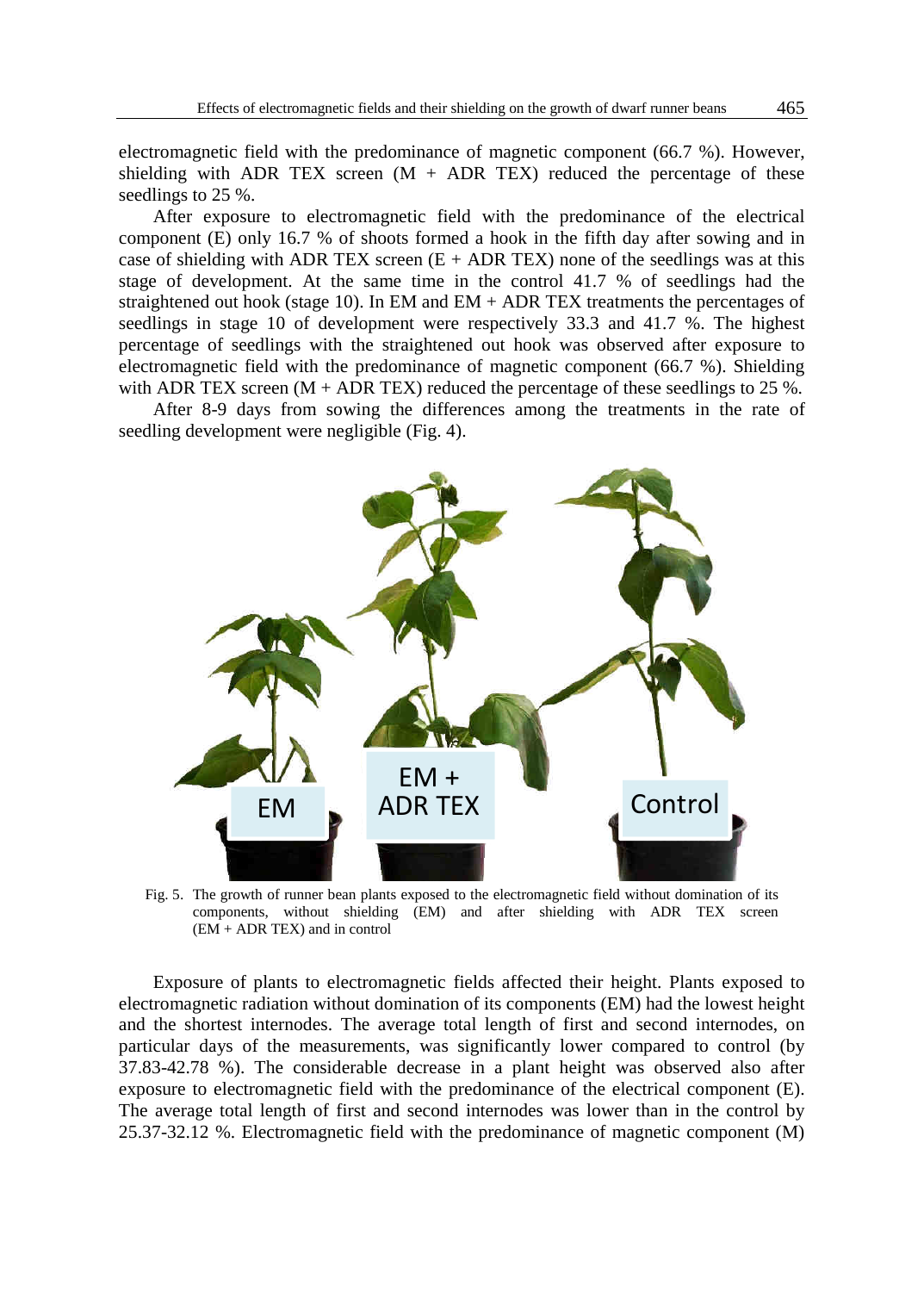electromagnetic field with the predominance of magnetic component (66.7 %). However, shielding with ADR TEX screen (M + ADR TEX) reduced the percentage of these seedlings to 25 %.

After exposure to electromagnetic field with the predominance of the electrical component (E) only 16.7 % of shoots formed a hook in the fifth day after sowing and in case of shielding with ADR TEX screen (E + ADR TEX) none of the seedlings was at this stage of development. At the same time in the control 41.7 % of seedlings had the straightened out hook (stage 10). In EM and EM + ADR TEX treatments the percentages of seedlings in stage 10 of development were respectively 33.3 and 41.7 %. The highest percentage of seedlings with the straightened out hook was observed after exposure to electromagnetic field with the predominance of magnetic component (66.7 %). Shielding with ADR TEX screen (M + ADR TEX) reduced the percentage of these seedlings to 25 %.

After 8-9 days from sowing the differences among the treatments in the rate of seedling development were negligible (Fig. 4).

Fig. 5. The growth of runner bean plants exposed to the electromagnetic field without domination of its components, without shielding (EM) and after shielding with ADR TEX screen (EM + ADR TEX) and in control

Exposure of plants to electromagnetic fields affected their height. Plants exposed to electromagnetic radiation without domination of its components (EM) had the lowest height and the shortest internodes. The average total length of first and second internodes, on particular days of the measurements, was significantly lower compared to control (by 37.83-42.78 %). The considerable decrease in a plant height was observed also after exposure to electromagnetic field with the predominance of the electrical component (E). The average total length of first and second internodes was lower than in the control by 25.37-32.12 %. Electromagnetic field with the predominance of magnetic component (M)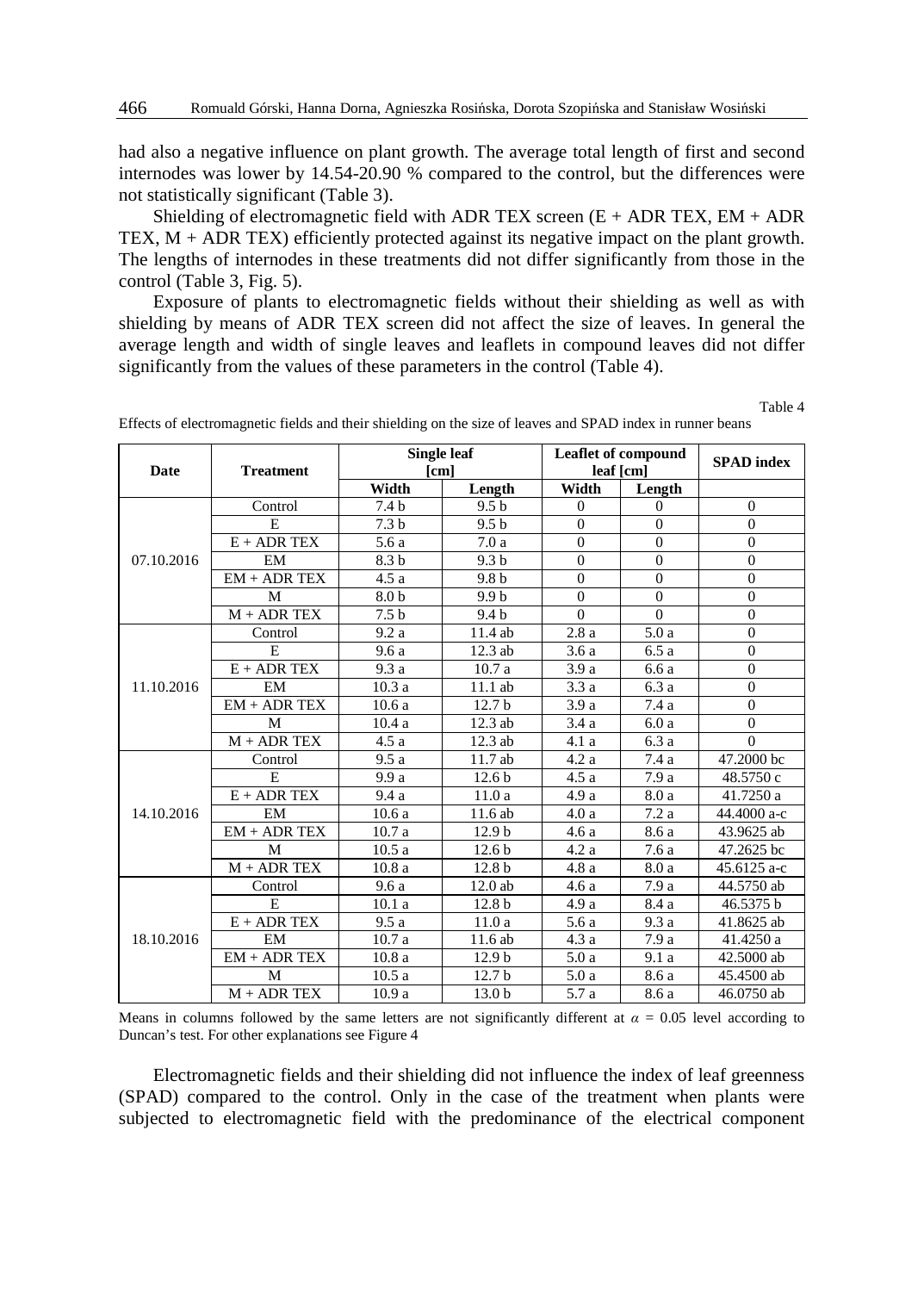had also a negative influence on plant growth. The average total length of first and second internodes was lower by 14.54-20.90 % compared to the control, but the differences were not statistically significant (Table 3).

Shielding of electromagnetic field with ADR TEX screen (E + ADR TEX, EM + ADR TEX, M + ADR TEX) efficiently protected against its negative impact on the plant growth. The lengths of internodes in these treatments did not differ significantly from those in the control (Table 3, Fig. 5).

Exposure of plants to electromagnetic fields without their shielding as well as with shielding by means of ADR TEX screen did not affect the size of leaves. In general the average length and width of single leaves and leaflets in compound leaves did not differ significantly from the values of these parameters in the control (Table 4).

Table 4

Effects of electromagnetic fields and their shielding on the size of leaves and SPAD index in runner beans

| Date | Treatment | Single leaf [cm] | | Leaflet of compound leaf [cm] | | SPAD index |
|---|---|---|---|---|---|---|
| | | Width | Length | Width | Length | |
| 07.10.2016 | Control | 7.4 b | 9.5 b | 0 | 0 | 0 |
| | E | 7.3 b | 9.5 b | 0 | 0 | 0 |
| | E + ADR TEX | 5.6 a | 7.0 a | 0 | 0 | 0 |
| | EM | 8.3 b | 9.3 b | 0 | 0 | 0 |
| | EM + ADR TEX | 4.5 a | 9.8 b | 0 | 0 | 0 |
| | M | 8.0 b | 9.9 b | 0 | 0 | 0 |
| | M + ADR TEX | 7.5 b | 9.4 b | 0 | 0 | 0 |
| 11.10.2016 | Control | 9.2 a | 11.4 ab | 2.8 a | 5.0 a | 0 |
| | E | 9.6 a | 12.3 ab | 3.6 a | 6.5 a | 0 |
| | E + ADR TEX | 9.3 a | 10.7 a | 3.9 a | 6.6 a | 0 |
| | EM | 10.3 a | 11.1 ab | 3.3 a | 6.3 a | 0 |
| | EM + ADR TEX | 10.6 a | 12.7 b | 3.9 a | 7.4 a | 0 |
| | M | 10.4 a | 12.3 ab | 3.4 a | 6.0 a | 0 |
| | M + ADR TEX | 4.5 a | 12.3 ab | 4.1 a | 6.3 a | 0 |
| 14.10.2016 | Control | 9.5 a | 11.7 ab | 4.2 a | 7.4 a | 47.2000 bc |
| | E | 9.9 a | 12.6 b | 4.5 a | 7.9 a | 48.5750 c |
| | E + ADR TEX | 9.4 a | 11.0 a | 4.9 a | 8.0 a | 41.7250 a |
| | EM | 10.6 a | 11.6 ab | 4.0 a | 7.2 a | 44.4000 a-c |
| | EM + ADR TEX | 10.7 a | 12.9 b | 4.6 a | 8.6 a | 43.9625 ab |
| | M | 10.5 a | 12.6 b | 4.2 a | 7.6 a | 47.2625 bc |
| | M + ADR TEX | 10.8 a | 12.8 b | 4.8 a | 8.0 a | 45.6125 a-c |
| 18.10.2016 | Control | 9.6 a | 12.0 ab | 4.6 a | 7.9 a | 44.5750 ab |
| | E | 10.1 a | 12.8 b | 4.9 a | 8.4 a | 46.5375 b |
| | E + ADR TEX | 9.5 a | 11.0 a | 5.6 a | 9.3 a | 41.8625 ab |
| | EM | 10.7 a | 11.6 ab | 4.3 a | 7.9 a | 41.4250 a |
| | EM + ADR TEX | 10.8 a | 12.9 b | 5.0 a | 9.1 a | 42.5000 ab |
| | M | 10.5 a | 12.7 b | 5.0 a | 8.6 a | 45.4500 ab |
| | M + ADR TEX | 10.9 a | 13.0 b | 5.7 a | 8.6 a | 46.0750 ab |

Means in columns followed by the same letters are not significantly different at $\alpha = 0.05$ level according to Duncan's test. For other explanations see Figure 4

Electromagnetic fields and their shielding did not influence the index of leaf greenness (SPAD) compared to the control. Only in the case of the treatment when plants were subjected to electromagnetic field with the predominance of the electrical component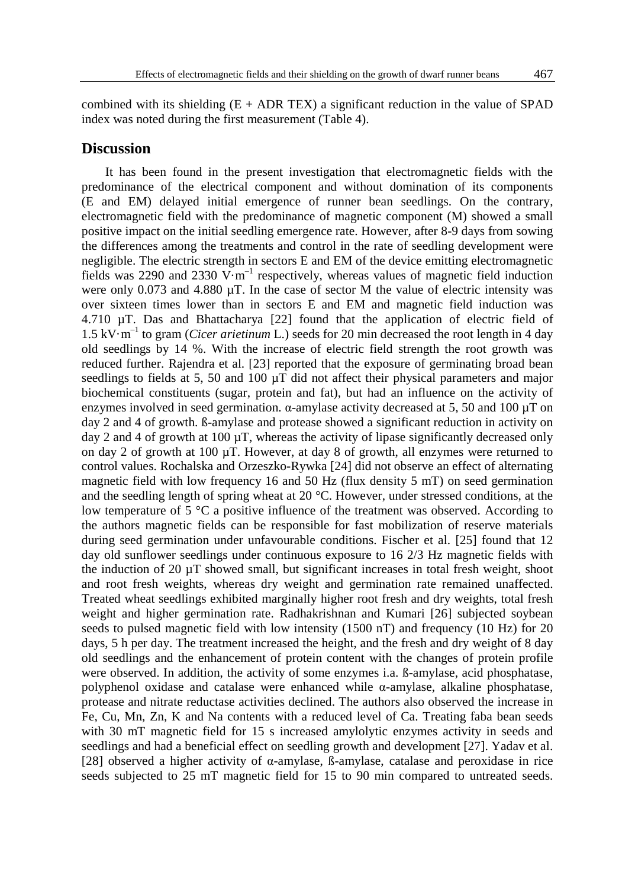combined with its shielding (E + ADR TEX) a significant reduction in the value of SPAD index was noted during the first measurement (Table 4).

## Discussion

It has been found in the present investigation that electromagnetic fields with the predominance of the electrical component and without domination of its components (E and EM) delayed initial emergence of runner bean seedlings. On the contrary, electromagnetic field with the predominance of magnetic component (M) showed a small positive impact on the initial seedling emergence rate. However, after 8-9 days from sowing the differences among the treatments and control in the rate of seedling development were negligible. The electric strength in sectors E and EM of the device emitting electromagnetic fields was 2290 and 2330 $V \cdot m^{-1}$ respectively, whereas values of magnetic field induction were only 0.073 and 4.880 µT. In the case of sector M the value of electric intensity was over sixteen times lower than in sectors E and EM and magnetic field induction was 4.710 µT. Das and Bhattacharya [22] found that the application of electric field of 1.5 $kV \cdot m^{-1}$ to gram (*Cicer arietinum* L.) seeds for 20 min decreased the root length in 4 day old seedlings by 14 %. With the increase of electric field strength the root growth was reduced further. Rajendra et al. [23] reported that the exposure of germinating broad bean seedlings to fields at 5, 50 and 100 µT did not affect their physical parameters and major biochemical constituents (sugar, protein and fat), but had an influence on the activity of enzymes involved in seed germination. α-amylase activity decreased at 5, 50 and 100 µT on day 2 and 4 of growth. ß-amylase and protease showed a significant reduction in activity on day 2 and 4 of growth at 100 µT, whereas the activity of lipase significantly decreased only on day 2 of growth at 100 µT. However, at day 8 of growth, all enzymes were returned to control values. Rochalska and Orzeszko-Rywka [24] did not observe an effect of alternating magnetic field with low frequency 16 and 50 Hz (flux density 5 mT) on seed germination and the seedling length of spring wheat at 20 °C. However, under stressed conditions, at the low temperature of 5 °C a positive influence of the treatment was observed. According to the authors magnetic fields can be responsible for fast mobilization of reserve materials during seed germination under unfavourable conditions. Fischer et al. [25] found that 12 day old sunflower seedlings under continuous exposure to 16 2/3 Hz magnetic fields with the induction of 20 µT showed small, but significant increases in total fresh weight, shoot and root fresh weights, whereas dry weight and germination rate remained unaffected. Treated wheat seedlings exhibited marginally higher root fresh and dry weights, total fresh weight and higher germination rate. Radhakrishnan and Kumari [26] subjected soybean seeds to pulsed magnetic field with low intensity (1500 nT) and frequency (10 Hz) for 20 days, 5 h per day. The treatment increased the height, and the fresh and dry weight of 8 day old seedlings and the enhancement of protein content with the changes of protein profile were observed. In addition, the activity of some enzymes i.a. ß-amylase, acid phosphatase, polyphenol oxidase and catalase were enhanced while α-amylase, alkaline phosphatase, protease and nitrate reductase activities declined. The authors also observed the increase in Fe, Cu, Mn, Zn, K and Na contents with a reduced level of Ca. Treating faba bean seeds with 30 mT magnetic field for 15 s increased amylolytic enzymes activity in seeds and seedlings and had a beneficial effect on seedling growth and development [27]. Yadav et al. [28] observed a higher activity of α-amylase, ß-amylase, catalase and peroxidase in rice seeds subjected to 25 mT magnetic field for 15 to 90 min compared to untreated seeds.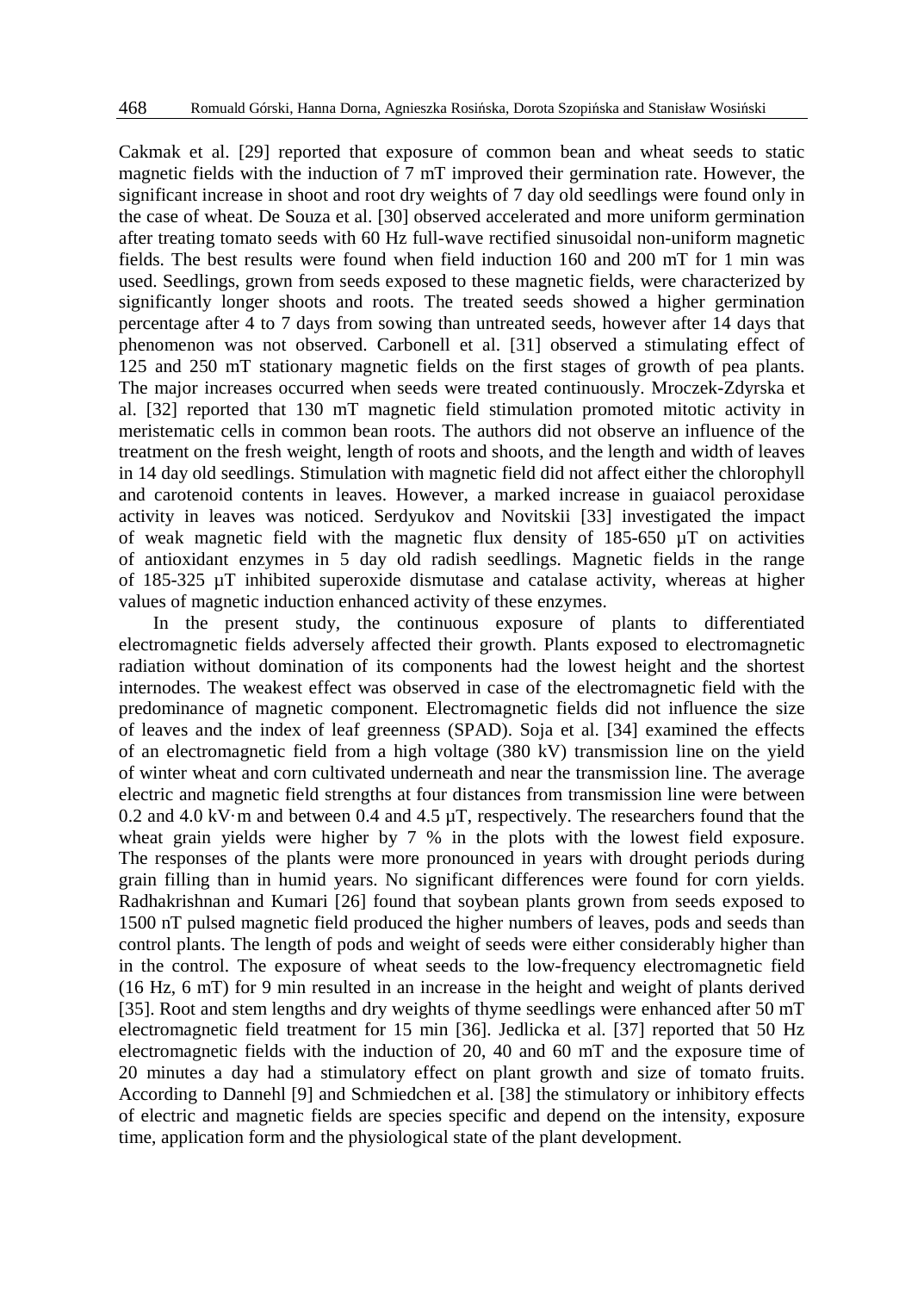Cakmak et al. [29] reported that exposure of common bean and wheat seeds to static magnetic fields with the induction of 7 mT improved their germination rate. However, the significant increase in shoot and root dry weights of 7 day old seedlings were found only in the case of wheat. De Souza et al. [30] observed accelerated and more uniform germination after treating tomato seeds with 60 Hz full-wave rectified sinusoidal non-uniform magnetic fields. The best results were found when field induction 160 and 200 mT for 1 min was used. Seedlings, grown from seeds exposed to these magnetic fields, were characterized by significantly longer shoots and roots. The treated seeds showed a higher germination percentage after 4 to 7 days from sowing than untreated seeds, however after 14 days that phenomenon was not observed. Carbonell et al. [31] observed a stimulating effect of 125 and 250 mT stationary magnetic fields on the first stages of growth of pea plants. The major increases occurred when seeds were treated continuously. Mroczek-Zdyrska et al. [32] reported that 130 mT magnetic field stimulation promoted mitotic activity in meristematic cells in common bean roots. The authors did not observe an influence of the treatment on the fresh weight, length of roots and shoots, and the length and width of leaves in 14 day old seedlings. Stimulation with magnetic field did not affect either the chlorophyll and carotenoid contents in leaves. However, a marked increase in guaiacol peroxidase activity in leaves was noticed. Serdyukov and Novitskii [33] investigated the impact of weak magnetic field with the magnetic flux density of 185-650 µT on activities of antioxidant enzymes in 5 day old radish seedlings. Magnetic fields in the range of 185-325 µT inhibited superoxide dismutase and catalase activity, whereas at higher values of magnetic induction enhanced activity of these enzymes.

In the present study, the continuous exposure of plants to differentiated electromagnetic fields adversely affected their growth. Plants exposed to electromagnetic radiation without domination of its components had the lowest height and the shortest internodes. The weakest effect was observed in case of the electromagnetic field with the predominance of magnetic component. Electromagnetic fields did not influence the size of leaves and the index of leaf greenness (SPAD). Soja et al. [34] examined the effects of an electromagnetic field from a high voltage (380 kV) transmission line on the yield of winter wheat and corn cultivated underneath and near the transmission line. The average electric and magnetic field strengths at four distances from transmission line were between 0.2 and 4.0 kV·m and between 0.4 and 4.5 µT, respectively. The researchers found that the wheat grain yields were higher by 7 % in the plots with the lowest field exposure. The responses of the plants were more pronounced in years with drought periods during grain filling than in humid years. No significant differences were found for corn yields. Radhakrishnan and Kumari [26] found that soybean plants grown from seeds exposed to 1500 nT pulsed magnetic field produced the higher numbers of leaves, pods and seeds than control plants. The length of pods and weight of seeds were either considerably higher than in the control. The exposure of wheat seeds to the low-frequency electromagnetic field (16 Hz, 6 mT) for 9 min resulted in an increase in the height and weight of plants derived [35]. Root and stem lengths and dry weights of thyme seedlings were enhanced after 50 mT electromagnetic field treatment for 15 min [36]. Jedlicka et al. [37] reported that 50 Hz electromagnetic fields with the induction of 20, 40 and 60 mT and the exposure time of 20 minutes a day had a stimulatory effect on plant growth and size of tomato fruits. According to Dannehl [9] and Schmiedchen et al. [38] the stimulatory or inhibitory effects of electric and magnetic fields are species specific and depend on the intensity, exposure time, application form and the physiological state of the plant development.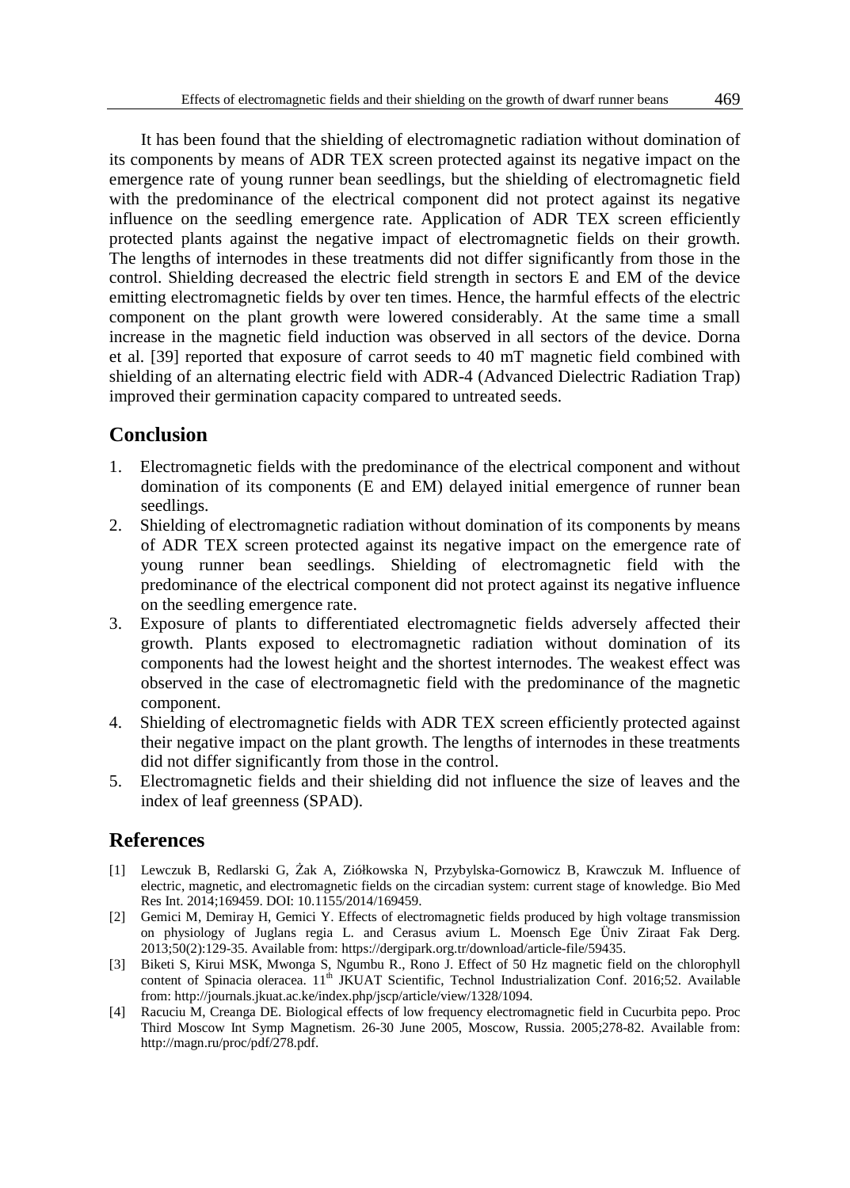It has been found that the shielding of electromagnetic radiation without domination of its components by means of ADR TEX screen protected against its negative impact on the emergence rate of young runner bean seedlings, but the shielding of electromagnetic field with the predominance of the electrical component did not protect against its negative influence on the seedling emergence rate. Application of ADR TEX screen efficiently protected plants against the negative impact of electromagnetic fields on their growth. The lengths of internodes in these treatments did not differ significantly from those in the control. Shielding decreased the electric field strength in sectors E and EM of the device emitting electromagnetic fields by over ten times. Hence, the harmful effects of the electric component on the plant growth were lowered considerably. At the same time a small increase in the magnetic field induction was observed in all sectors of the device. Dorna et al. [39] reported that exposure of carrot seeds to 40 mT magnetic field combined with shielding of an alternating electric field with ADR-4 (Advanced Dielectric Radiation Trap) improved their germination capacity compared to untreated seeds.

## Conclusion

1. Electromagnetic fields with the predominance of the electrical component and without domination of its components (E and EM) delayed initial emergence of runner bean seedlings.
2. Shielding of electromagnetic radiation without domination of its components by means of ADR TEX screen protected against its negative impact on the emergence rate of young runner bean seedlings. Shielding of electromagnetic field with the predominance of the electrical component did not protect against its negative influence on the seedling emergence rate.
3. Exposure of plants to differentiated electromagnetic fields adversely affected their growth. Plants exposed to electromagnetic radiation without domination of its components had the lowest height and the shortest internodes. The weakest effect was observed in the case of electromagnetic field with the predominance of the magnetic component.
4. Shielding of electromagnetic fields with ADR TEX screen efficiently protected against their negative impact on the plant growth. The lengths of internodes in these treatments did not differ significantly from those in the control.
5. Electromagnetic fields and their shielding did not influence the size of leaves and the index of leaf greenness (SPAD).

## References

[1] Lewczuk B, Redlarski G, Żak A, Ziółkowska N, Przybylska-Gornowicz B, Krawczuk M. Influence of electric, magnetic, and electromagnetic fields on the circadian system: current stage of knowledge. Bio Med Res Int. 2014;169459. DOI: 10.1155/2014/169459.

[2] Gemici M, Demiray H, Gemici Y. Effects of electromagnetic fields produced by high voltage transmission on physiology of Juglans regia L. and Cerasus avium L. Moensch Ege Üniv Ziraat Fak Derg. 2013;50(2):129-35. Available from: https://dergipark.org.tr/download/article-file/59435.

[3] Biketi S, Kirui MSK, Mwonga S, Ngumbu R., Rono J. Effect of 50 Hz magnetic field on the chlorophyll content of Spinacia oleracea. 11th JKUAT Scientific, Technol Industrialization Conf. 2016;52. Available from: http://journals.jkuat.ac.ke/index.php/jscp/article/view/1328/1094.

[4] Racuciu M, Creanga DE. Biological effects of low frequency electromagnetic field in Cucurbita pepo. Proc Third Moscow Int Symp Magnetism. 26-30 June 2005, Moscow, Russia. 2005;278-82. Available from: http://magn.ru/proc/pdf/278.pdf.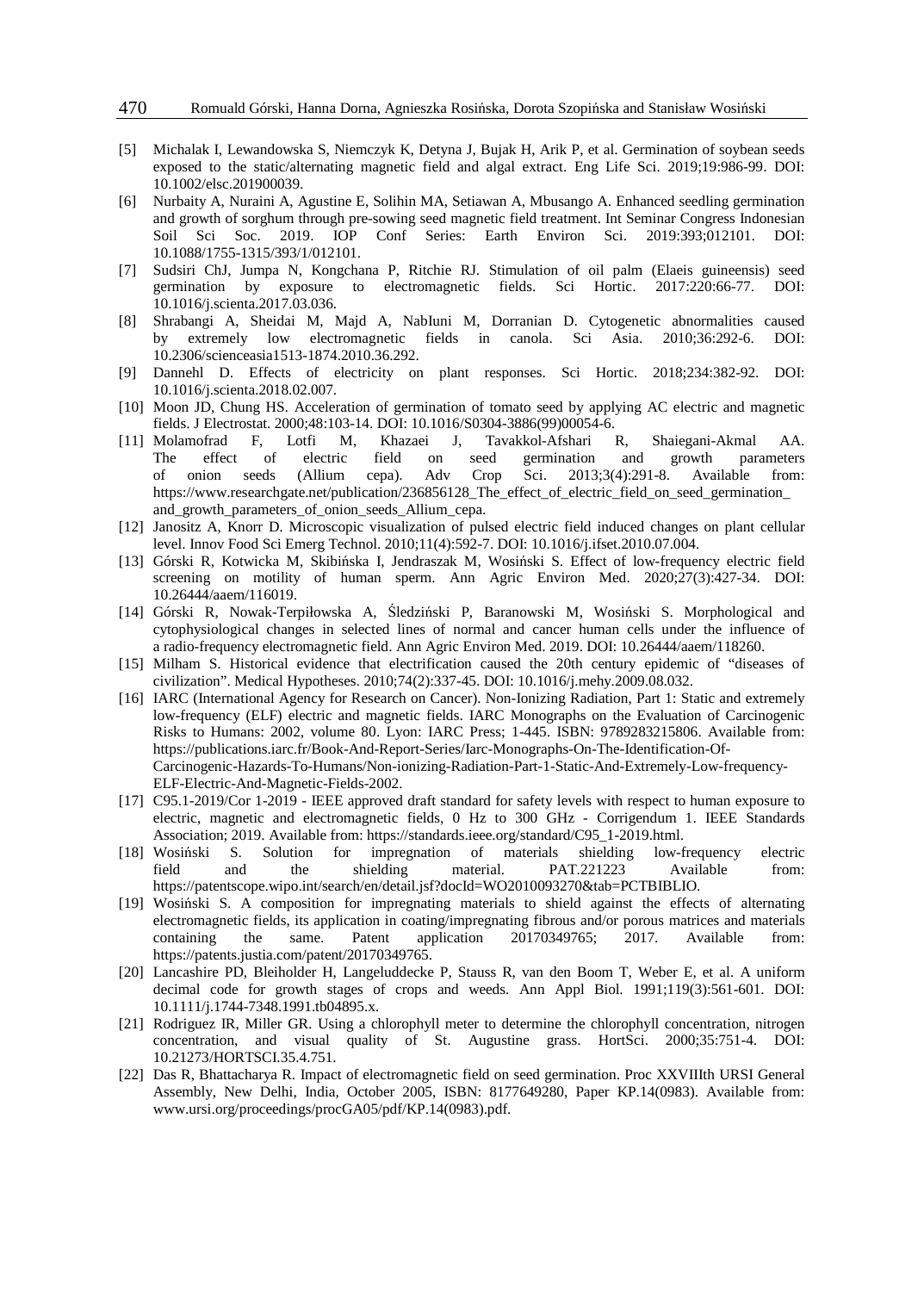[5] Michalak I, Lewandowska S, Niemczyk K, Detyna J, Bujak H, Arik P, et al. Germination of soybean seeds exposed to the static/alternating magnetic field and algal extract. Eng Life Sci. 2019;19:986-99. DOI: 10.1002/elsc.201900039.

[6] Nurbaity A, Nuraini A, Agustine E, Solihin MA, Setiawan A, Mbusango A. Enhanced seedling germination and growth of sorghum through pre-sowing seed magnetic field treatment. Int Seminar Congress Indonesian Soil Sci Soc. 2019. IOP Conf Series: Earth Environ Sci. 2019:393;012101. DOI: 10.1088/1755-1315/393/1/012101.

[7] Sudsiri ChJ, Jumpa N, Kongchana P, Ritchie RJ. Stimulation of oil palm (Elaeis guineensis) seed germination by exposure to electromagnetic fields. Sci Hortic. 2017:220:66-77. DOI: 10.1016/j.scienta.2017.03.036.

[8] Shrabangi A, Sheidai M, Majd A, NabIuni M, Dorranian D. Cytogenetic abnormalities caused by extremely low electromagnetic fields in canola. Sci Asia. 2010;36:292-6. DOI: 10.2306/scienceasia1513-1874.2010.36.292.

[9] Dannehl D. Effects of electricity on plant responses. Sci Hortic. 2018;234:382-92. DOI: 10.1016/j.scienta.2018.02.007.

[10] Moon JD, Chung HS. Acceleration of germination of tomato seed by applying AC electric and magnetic fields. J Electrostat. 2000;48:103-14. DOI: 10.1016/S0304-3886(99)00054-6.

[11] Molamofrad F, Lotfi M, Khazaei J, Tavakkol-Afshari R, Shaiegani-Akmal AA. The effect of electric field on seed germination and growth parameters of onion seeds (Allium cepa). Adv Crop Sci. 2013;3(4):291-8. Available from: https://www.researchgate.net/publication/236856128_The_effect_of_electric_field_on_seed_germination_and_growth_parameters_of_onion_seeds_Allium_cepa.

[12] Janositz A, Knorr D. Microscopic visualization of pulsed electric field induced changes on plant cellular level. Innov Food Sci Emerg Technol. 2010;11(4):592-7. DOI: 10.1016/j.ifset.2010.07.004.

[13] Górski R, Kotwicka M, Skibińska I, Jendraszak M, Wosiński S. Effect of low-frequency electric field screening on motility of human sperm. Ann Agric Environ Med. 2020;27(3):427-34. DOI: 10.26444/aaem/116019.

[14] Górski R, Nowak-Terpiłowska A, Śledziński P, Baranowski M, Wosiński S. Morphological and cytophysiological changes in selected lines of normal and cancer human cells under the influence of a radio-frequency electromagnetic field. Ann Agric Environ Med. 2019. DOI: 10.26444/aaem/118260.

[15] Milham S. Historical evidence that electrification caused the 20th century epidemic of "diseases of civilization". Medical Hypotheses. 2010;74(2):337-45. DOI: 10.1016/j.mehy.2009.08.032.

[16] IARC (International Agency for Research on Cancer). Non-Ionizing Radiation, Part 1: Static and extremely low-frequency (ELF) electric and magnetic fields. IARC Monographs on the Evaluation of Carcinogenic Risks to Humans: 2002, volume 80. Lyon: IARC Press; 1-445. ISBN: 9789283215806. Available from: https://publications.iarc.fr/Book-And-Report-Series/Iarc-Monographs-On-The-Identification-Of-Carcinogenic-Hazards-To-Humans/Non-ionizing-Radiation-Part-1-Static-And-Extremely-Low-frequency-ELF-Electric-And-Magnetic-Fields-2002.

[17] C95.1-2019/Cor 1-2019 - IEEE approved draft standard for safety levels with respect to human exposure to electric, magnetic and electromagnetic fields, 0 Hz to 300 GHz - Corrigendum 1. IEEE Standards Association; 2019. Available from: https://standards.ieee.org/standard/C95_1-2019.html.

[18] Wosiński S. Solution for impregnation of materials shielding low-frequency electric field and the shielding material. PAT.221223 Available from: https://patentscope.wipo.int/search/en/detail.jsf?docId=WO2010093270&tab=PCTBIBLIO.

[19] Wosiński S. A composition for impregnating materials to shield against the effects of alternating electromagnetic fields, its application in coating/impregnating fibrous and/or porous matrices and materials containing the same. Patent application 20170349765; 2017. Available from: https://patents.justia.com/patent/20170349765.

[20] Lancashire PD, Bleiholder H, Langeluddecke P, Stauss R, van den Boom T, Weber E, et al. A uniform decimal code for growth stages of crops and weeds. Ann Appl Biol. 1991;119(3):561-601. DOI: 10.1111/j.1744-7348.1991.tb04895.x.

[21] Rodriguez IR, Miller GR. Using a chlorophyll meter to determine the chlorophyll concentration, nitrogen concentration, and visual quality of St. Augustine grass. HortSci. 2000;35:751-4. DOI: 10.21273/HORTSCI.35.4.751.

[22] Das R, Bhattacharya R. Impact of electromagnetic field on seed germination. Proc XXVIIIth URSI General Assembly, New Delhi, India, October 2005, ISBN: 8177649280, Paper KP.14(0983). Available from: www.ursi.org/proceedings/procGA05/pdf/KP.14(0983).pdf.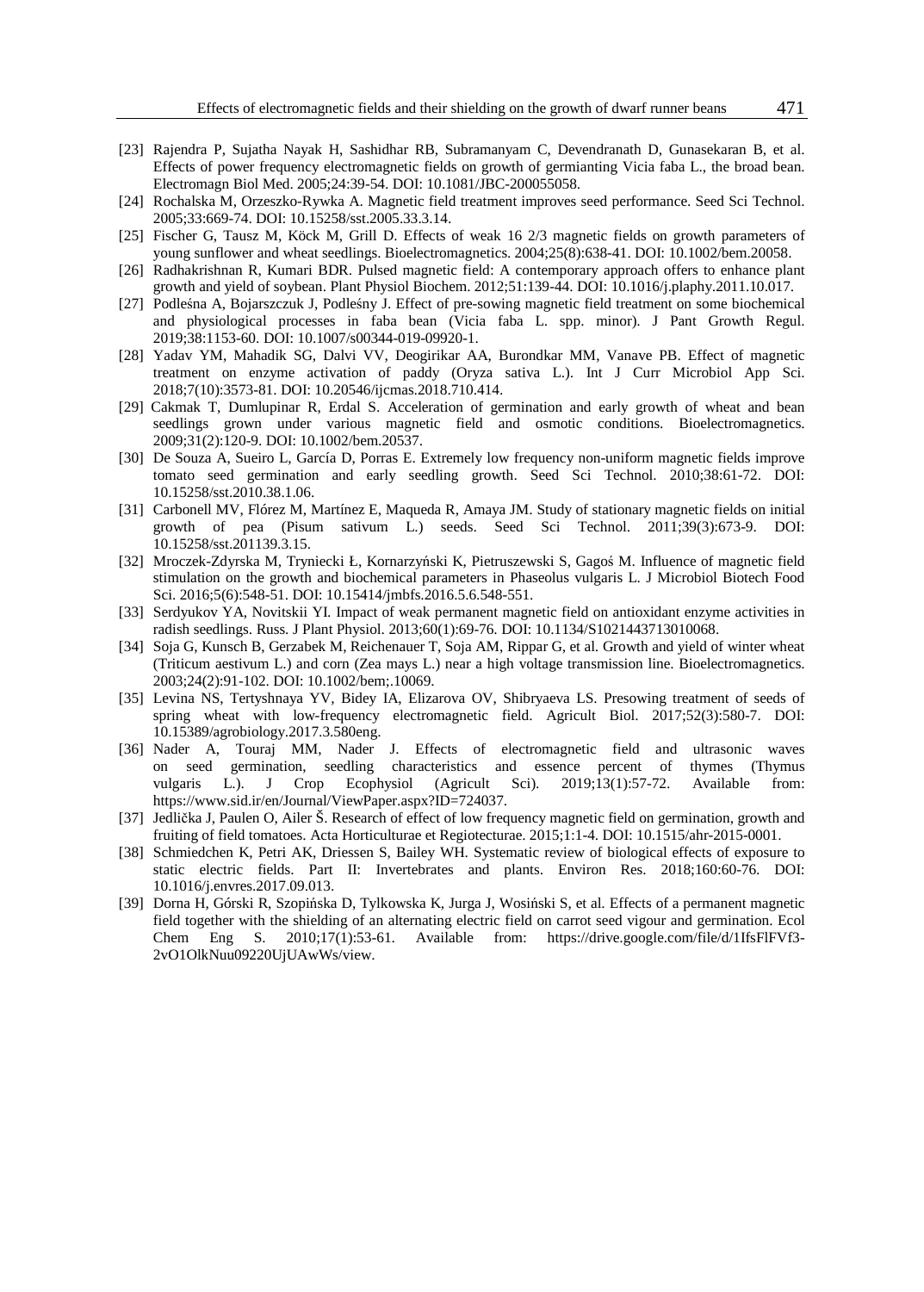[23] Rajendra P, Sujatha Nayak H, Sashidhar RB, Subramanyam C, Devendranath D, Gunasekaran B, et al. Effects of power frequency electromagnetic fields on growth of germianting Vicia faba L., the broad bean. Electromagn Biol Med. 2005;24:39-54. DOI: 10.1081/JBC-200055058.

[24] Rochalska M, Orzeszko-Rywka A. Magnetic field treatment improves seed performance. Seed Sci Technol. 2005;33:669-74. DOI: 10.15258/sst.2005.33.3.14.

[25] Fischer G, Tausz M, Köck M, Grill D. Effects of weak 16 2/3 magnetic fields on growth parameters of young sunflower and wheat seedlings. Bioelectromagnetics. 2004;25(8):638-41. DOI: 10.1002/bem.20058.

[26] Radhakrishnan R, Kumari BDR. Pulsed magnetic field: A contemporary approach offers to enhance plant growth and yield of soybean. Plant Physiol Biochem. 2012;51:139-44. DOI: 10.1016/j.plaphy.2011.10.017.

[27] Podleśna A, Bojarszczuk J, Podleśny J. Effect of pre-sowing magnetic field treatment on some biochemical and physiological processes in faba bean (Vicia faba L. spp. minor). J Pant Growth Regul. 2019;38:1153-60. DOI: 10.1007/s00344-019-09920-1.

[28] Yadav YM, Mahadik SG, Dalvi VV, Deogirikar AA, Burondkar MM, Vanave PB. Effect of magnetic treatment on enzyme activation of paddy (Oryza sativa L.). Int J Curr Microbiol App Sci. 2018;7(10):3573-81. DOI: 10.20546/ijcmas.2018.710.414.

[29] Cakmak T, Dumlupinar R, Erdal S. Acceleration of germination and early growth of wheat and bean seedlings grown under various magnetic field and osmotic conditions. Bioelectromagnetics. 2009;31(2):120-9. DOI: 10.1002/bem.20537.

[30] De Souza A, Sueiro L, García D, Porras E. Extremely low frequency non-uniform magnetic fields improve tomato seed germination and early seedling growth. Seed Sci Technol. 2010;38:61-72. DOI: 10.15258/sst.2010.38.1.06.

[31] Carbonell MV, Flórez M, Martínez E, Maqueda R, Amaya JM. Study of stationary magnetic fields on initial growth of pea (Pisum sativum L.) seeds. Seed Sci Technol. 2011;39(3):673-9. DOI: 10.15258/sst.201139.3.15.

[32] Mroczek-Zdyrska M, Tryniecki Ł, Kornarzyński K, Pietruszewski S, Gagoś M. Influence of magnetic field stimulation on the growth and biochemical parameters in Phaseolus vulgaris L. J Microbiol Biotech Food Sci. 2016;5(6):548-51. DOI: 10.15414/jmbfs.2016.5.6.548-551.

[33] Serdyukov YA, Novitskii YI. Impact of weak permanent magnetic field on antioxidant enzyme activities in radish seedlings. Russ. J Plant Physiol. 2013;60(1):69-76. DOI: 10.1134/S1021443713010068.

[34] Soja G, Kunsch B, Gerzabek M, Reichenauer T, Soja AM, Rippar G, et al. Growth and yield of winter wheat (Triticum aestivum L.) and corn (Zea mays L.) near a high voltage transmission line. Bioelectromagnetics. 2003;24(2):91-102. DOI: 10.1002/bem;.10069.

[35] Levina NS, Tertyshnaya YV, Bidey IA, Elizarova OV, Shibryaeva LS. Presowing treatment of seeds of spring wheat with low-frequency electromagnetic field. Agricult Biol. 2017;52(3):580-7. DOI: 10.15389/agrobiology.2017.3.580eng.

[36] Nader A, Touraj MM, Nader J. Effects of electromagnetic field and ultrasonic waves on seed germination, seedling characteristics and essence percent of thymes (Thymus vulgaris L.). J Crop Ecophysiol (Agricult Sci). 2019;13(1):57-72. Available from: https://www.sid.ir/en/Journal/ViewPaper.aspx?ID=724037.

[37] Jedlička J, Paulen O, Ailer Š. Research of effect of low frequency magnetic field on germination, growth and fruiting of field tomatoes. Acta Horticulturae et Regiotecturae. 2015;1:1-4. DOI: 10.1515/ahr-2015-0001.

[38] Schmiedchen K, Petri AK, Driessen S, Bailey WH. Systematic review of biological effects of exposure to static electric fields. Part II: Invertebrates and plants. Environ Res. 2018;160:60-76. DOI: 10.1016/j.envres.2017.09.013.

[39] Dorna H, Górski R, Szopińska D, Tylkowska K, Jurga J, Wosiński S, et al. Effects of a permanent magnetic field together with the shielding of an alternating electric field on carrot seed vigour and germination. Ecol Chem Eng S. 2010;17(1):53-61. Available from: https://drive.google.com/file/d/1IfsFlFVf3-2vO1OlkNuu09220UjUAwWs/view.